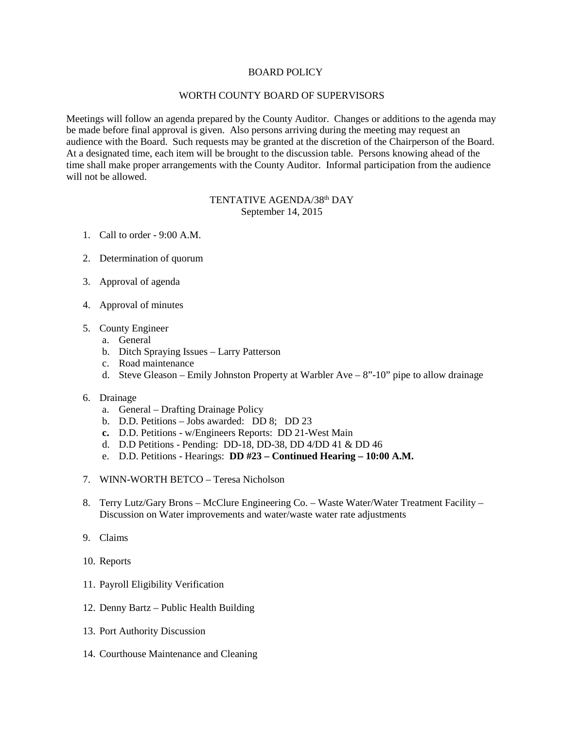# BOARD POLICY

## WORTH COUNTY BOARD OF SUPERVISORS

Meetings will follow an agenda prepared by the County Auditor. Changes or additions to the agenda may be made before final approval is given. Also persons arriving during the meeting may request an audience with the Board. Such requests may be granted at the discretion of the Chairperson of the Board. At a designated time, each item will be brought to the discussion table. Persons knowing ahead of the time shall make proper arrangements with the County Auditor. Informal participation from the audience will not be allowed.

## TENTATIVE AGENDA/38th DAY
September 14, 2015

1. Call to order - 9:00 A.M.

2. Determination of quorum

3. Approval of agenda

4. Approval of minutes

5. County Engineer
   a. General
   b. Ditch Spraying Issues – Larry Patterson
   c. Road maintenance
   d. Steve Gleason – Emily Johnston Property at Warbler Ave – 8”-10” pipe to allow drainage

6. Drainage
   a. General – Drafting Drainage Policy
   b. D.D. Petitions – Jobs awarded: DD 8; DD 23
   **c.** D.D. Petitions - w/Engineers Reports: DD 21-West Main
   d. D.D Petitions - Pending: DD-18, DD-38, DD 4/DD 41 & DD 46
   e. D.D. Petitions - Hearings: **DD #23 – Continued Hearing – 10:00 A.M.**

7. WINN-WORTH BETCO – Teresa Nicholson

8. Terry Lutz/Gary Brons – McClure Engineering Co. – Waste Water/Water Treatment Facility – Discussion on Water improvements and water/waste water rate adjustments

9. Claims

10. Reports

11. Payroll Eligibility Verification

12. Denny Bartz – Public Health Building

13. Port Authority Discussion

14. Courthouse Maintenance and Cleaning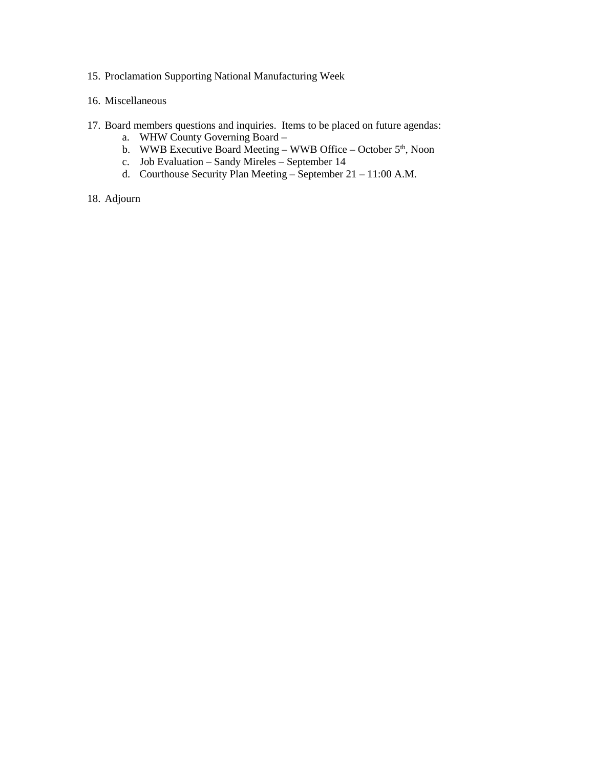15. Proclamation Supporting National Manufacturing Week

16. Miscellaneous

17. Board members questions and inquiries. Items to be placed on future agendas:
    a. WHW County Governing Board –
    b. WWB Executive Board Meeting – WWB Office – October 5th, Noon
    c. Job Evaluation – Sandy Mireles – September 14
    d. Courthouse Security Plan Meeting – September 21 – 11:00 A.M.

18. Adjourn